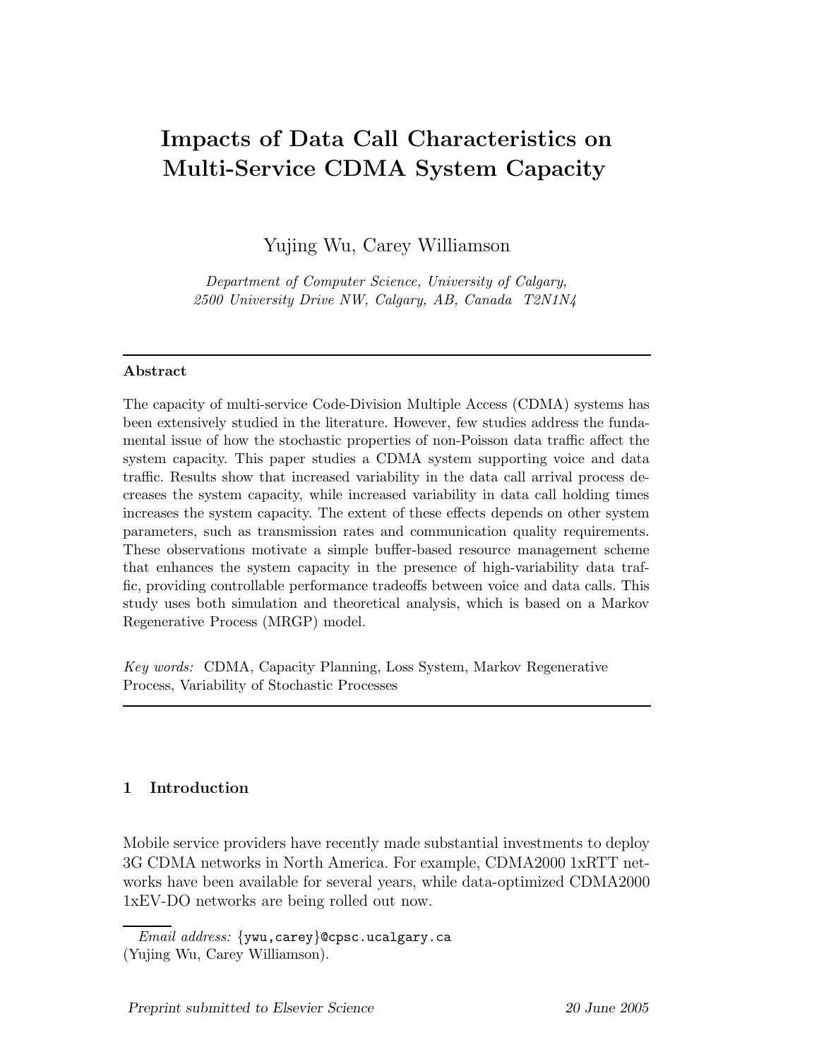# Impacts of Data Call Characteristics on Multi-Service CDMA System Capacity

Yujing Wu, Carey Williamson

*Department of Computer Science, University of Calgary, 2500 University Drive NW, Calgary, AB, Canada T2N1N4*

---

**Abstract**

The capacity of multi-service Code-Division Multiple Access (CDMA) systems has been extensively studied in the literature. However, few studies address the fundamental issue of how the stochastic properties of non-Poisson data traffic affect the system capacity. This paper studies a CDMA system supporting voice and data traffic. Results show that increased variability in the data call arrival process decreases the system capacity, while increased variability in data call holding times increases the system capacity. The extent of these effects depends on other system parameters, such as transmission rates and communication quality requirements. These observations motivate a simple buffer-based resource management scheme that enhances the system capacity in the presence of high-variability data traffic, providing controllable performance tradeoffs between voice and data calls. This study uses both simulation and theoretical analysis, which is based on a Markov Regenerative Process (MRGP) model.

*Key words:* CDMA, Capacity Planning, Loss System, Markov Regenerative Process, Variability of Stochastic Processes

---

## 1 Introduction

Mobile service providers have recently made substantial investments to deploy 3G CDMA networks in North America. For example, CDMA2000 1xRTT networks have been available for several years, while data-optimized CDMA2000 1xEV-DO networks are being rolled out now.

*Email address:* {ywu,carey}@cpsc.ucalgary.ca (Yujing Wu, Carey Williamson).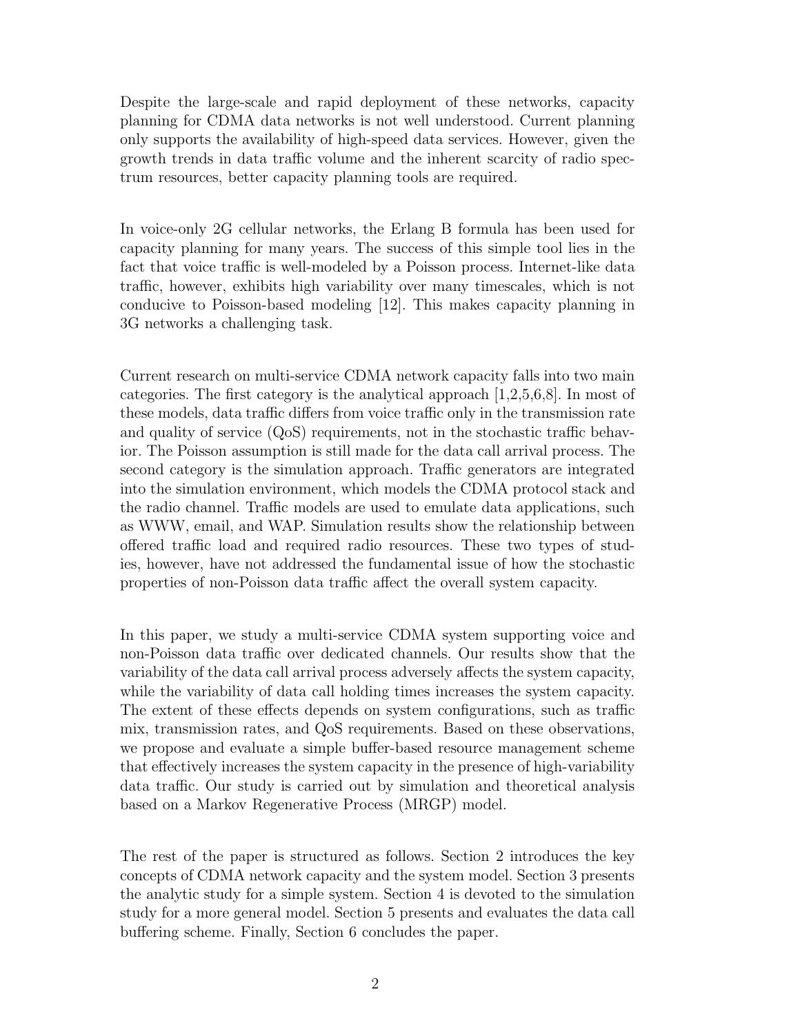Despite the large-scale and rapid deployment of these networks, capacity planning for CDMA data networks is not well understood. Current planning only supports the availability of high-speed data services. However, given the growth trends in data traffic volume and the inherent scarcity of radio spectrum resources, better capacity planning tools are required.

In voice-only 2G cellular networks, the Erlang B formula has been used for capacity planning for many years. The success of this simple tool lies in the fact that voice traffic is well-modeled by a Poisson process. Internet-like data traffic, however, exhibits high variability over many timescales, which is not conducive to Poisson-based modeling [12]. This makes capacity planning in 3G networks a challenging task.

Current research on multi-service CDMA network capacity falls into two main categories. The first category is the analytical approach [1,2,5,6,8]. In most of these models, data traffic differs from voice traffic only in the transmission rate and quality of service (QoS) requirements, not in the stochastic traffic behavior. The Poisson assumption is still made for the data call arrival process. The second category is the simulation approach. Traffic generators are integrated into the simulation environment, which models the CDMA protocol stack and the radio channel. Traffic models are used to emulate data applications, such as WWW, email, and WAP. Simulation results show the relationship between offered traffic load and required radio resources. These two types of studies, however, have not addressed the fundamental issue of how the stochastic properties of non-Poisson data traffic affect the overall system capacity.

In this paper, we study a multi-service CDMA system supporting voice and non-Poisson data traffic over dedicated channels. Our results show that the variability of the data call arrival process adversely affects the system capacity, while the variability of data call holding times increases the system capacity. The extent of these effects depends on system configurations, such as traffic mix, transmission rates, and QoS requirements. Based on these observations, we propose and evaluate a simple buffer-based resource management scheme that effectively increases the system capacity in the presence of high-variability data traffic. Our study is carried out by simulation and theoretical analysis based on a Markov Regenerative Process (MRGP) model.

The rest of the paper is structured as follows. Section 2 introduces the key concepts of CDMA network capacity and the system model. Section 3 presents the analytic study for a simple system. Section 4 is devoted to the simulation study for a more general model. Section 5 presents and evaluates the data call buffering scheme. Finally, Section 6 concludes the paper.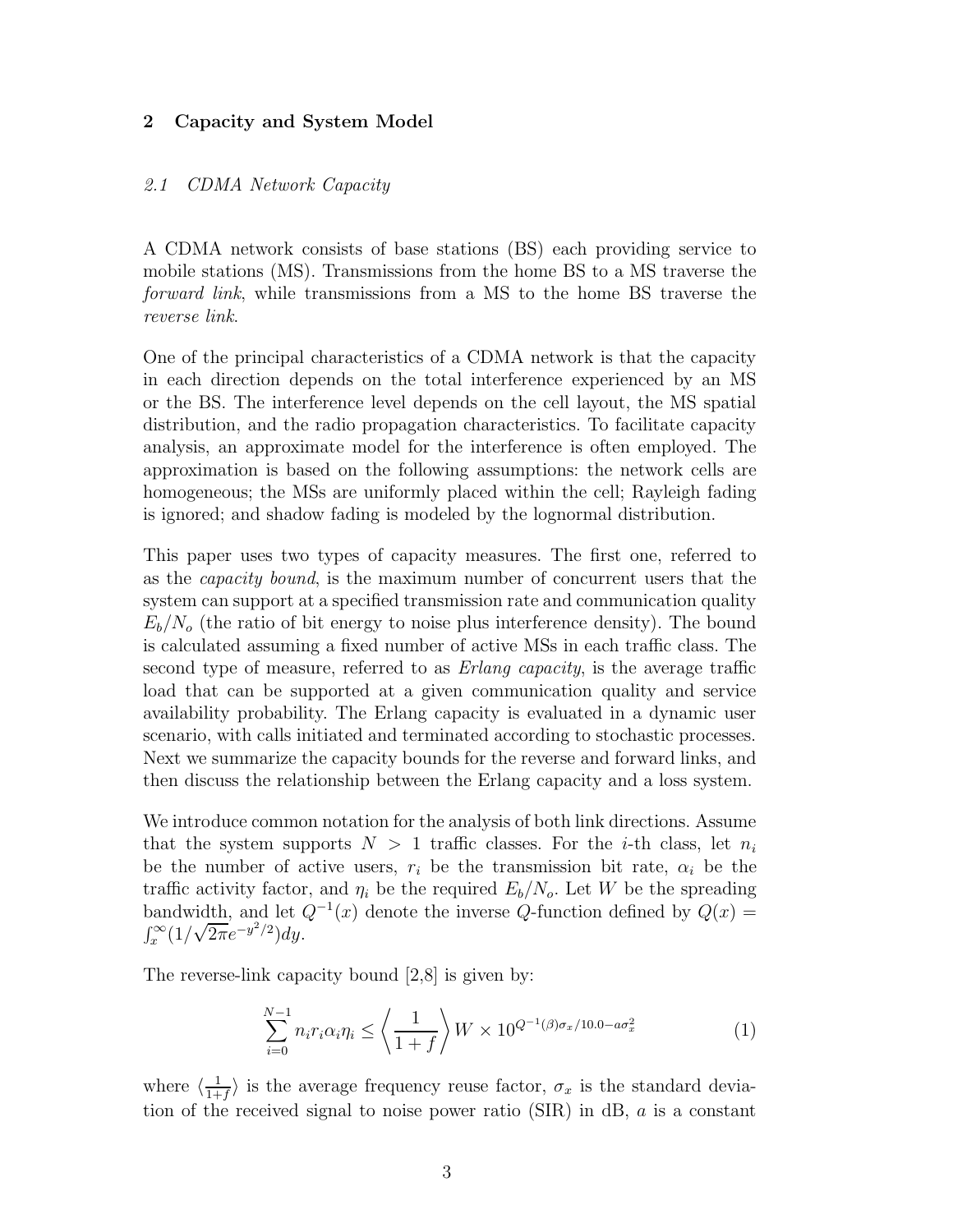## 2 Capacity and System Model

### *2.1 CDMA Network Capacity*

A CDMA network consists of base stations (BS) each providing service to mobile stations (MS). Transmissions from the home BS to a MS traverse the *forward link*, while transmissions from a MS to the home BS traverse the *reverse link*.

One of the principal characteristics of a CDMA network is that the capacity in each direction depends on the total interference experienced by an MS or the BS. The interference level depends on the cell layout, the MS spatial distribution, and the radio propagation characteristics. To facilitate capacity analysis, an approximate model for the interference is often employed. The approximation is based on the following assumptions: the network cells are homogeneous; the MSs are uniformly placed within the cell; Rayleigh fading is ignored; and shadow fading is modeled by the lognormal distribution.

This paper uses two types of capacity measures. The first one, referred to as the *capacity bound*, is the maximum number of concurrent users that the system can support at a specified transmission rate and communication quality $E_b/N_o$ (the ratio of bit energy to noise plus interference density). The bound is calculated assuming a fixed number of active MSs in each traffic class. The second type of measure, referred to as *Erlang capacity*, is the average traffic load that can be supported at a given communication quality and service availability probability. The Erlang capacity is evaluated in a dynamic user scenario, with calls initiated and terminated according to stochastic processes. Next we summarize the capacity bounds for the reverse and forward links, and then discuss the relationship between the Erlang capacity and a loss system.

We introduce common notation for the analysis of both link directions. Assume that the system supports $N > 1$ traffic classes. For the $i$-th class, let $n_i$ be the number of active users, $r_i$ be the transmission bit rate, $\alpha_i$ be the traffic activity factor, and $\eta_i$ be the required $E_b/N_o$. Let $W$ be the spreading bandwidth, and let $Q^{-1}(x)$ denote the inverse $Q$-function defined by $Q(x) = \int_x^\infty (1/\sqrt{2\pi}e^{-y^2/2})dy$.

The reverse-link capacity bound [2,8] is given by:

$$\sum_{i=0}^{N-1} n_i r_i \alpha_i \eta_i \leq \left\langle \frac{1}{1+f} \right\rangle W \times 10^{Q^{-1}(\beta)\sigma_x/10.0 - a\sigma_x^2} \tag{1}$$

where $\langle \frac{1}{1+f} \rangle$ is the average frequency reuse factor, $\sigma_x$ is the standard deviation of the received signal to noise power ratio (SIR) in dB, $a$ is a constant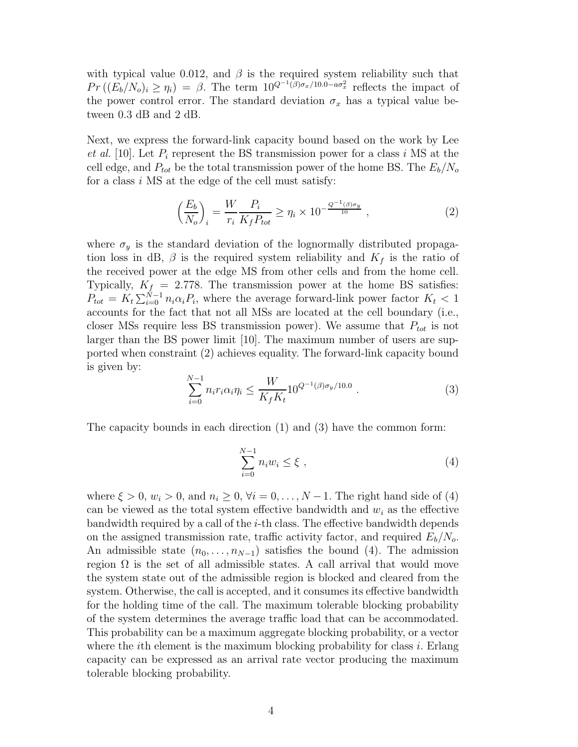with typical value 0.012, and $\beta$ is the required system reliability such that $Pr\left((E_b/N_o)_i \geq \eta_i\right) = \beta$. The term $10^{Q^{-1}(\beta)\sigma_x/10.0 - a\sigma_x^2}$ reflects the impact of the power control error. The standard deviation $\sigma_x$ has a typical value between 0.3 dB and 2 dB.

Next, we express the forward-link capacity bound based on the work by Lee *et al.* [10]. Let $P_i$ represent the BS transmission power for a class $i$ MS at the cell edge, and $P_{tot}$ be the total transmission power of the home BS. The $E_b/N_o$ for a class $i$ MS at the edge of the cell must satisfy:

$$\left(\frac{E_b}{N_o}\right)_i = \frac{W}{r_i}\frac{P_i}{K_f P_{tot}} \geq \eta_i \times 10^{-\frac{Q^{-1}(\beta)\sigma_y}{10}} \ , \tag{2}$$

where $\sigma_y$ is the standard deviation of the lognormally distributed propagation loss in dB, $\beta$ is the required system reliability and $K_f$ is the ratio of the received power at the edge MS from other cells and from the home cell. Typically, $K_f = 2.778$. The transmission power at the home BS satisfies: $P_{tot} = K_t \sum_{i=0}^{N-1} n_i \alpha_i P_i$, where the average forward-link power factor $K_t < 1$ accounts for the fact that not all MSs are located at the cell boundary (i.e., closer MSs require less BS transmission power). We assume that $P_{tot}$ is not larger than the BS power limit [10]. The maximum number of users are supported when constraint (2) achieves equality. The forward-link capacity bound is given by:

$$\sum_{i=0}^{N-1} n_i r_i \alpha_i \eta_i \leq \frac{W}{K_f K_t} 10^{Q^{-1}(\beta)\sigma_y/10.0} \ . \tag{3}$$

The capacity bounds in each direction (1) and (3) have the common form:

$$\sum_{i=0}^{N-1} n_i w_i \leq \xi \ , \tag{4}$$

where $\xi > 0$, $w_i > 0$, and $n_i \geq 0$, $\forall i = 0, \ldots, N-1$. The right hand side of (4) can be viewed as the total system effective bandwidth and $w_i$ as the effective bandwidth required by a call of the $i$-th class. The effective bandwidth depends on the assigned transmission rate, traffic activity factor, and required $E_b/N_o$. An admissible state $(n_0, \ldots, n_{N-1})$ satisfies the bound (4). The admission region $\Omega$ is the set of all admissible states. A call arrival that would move the system state out of the admissible region is blocked and cleared from the system. Otherwise, the call is accepted, and it consumes its effective bandwidth for the holding time of the call. The maximum tolerable blocking probability of the system determines the average traffic load that can be accommodated. This probability can be a maximum aggregate blocking probability, or a vector where the $i$th element is the maximum blocking probability for class $i$. Erlang capacity can be expressed as an arrival rate vector producing the maximum tolerable blocking probability.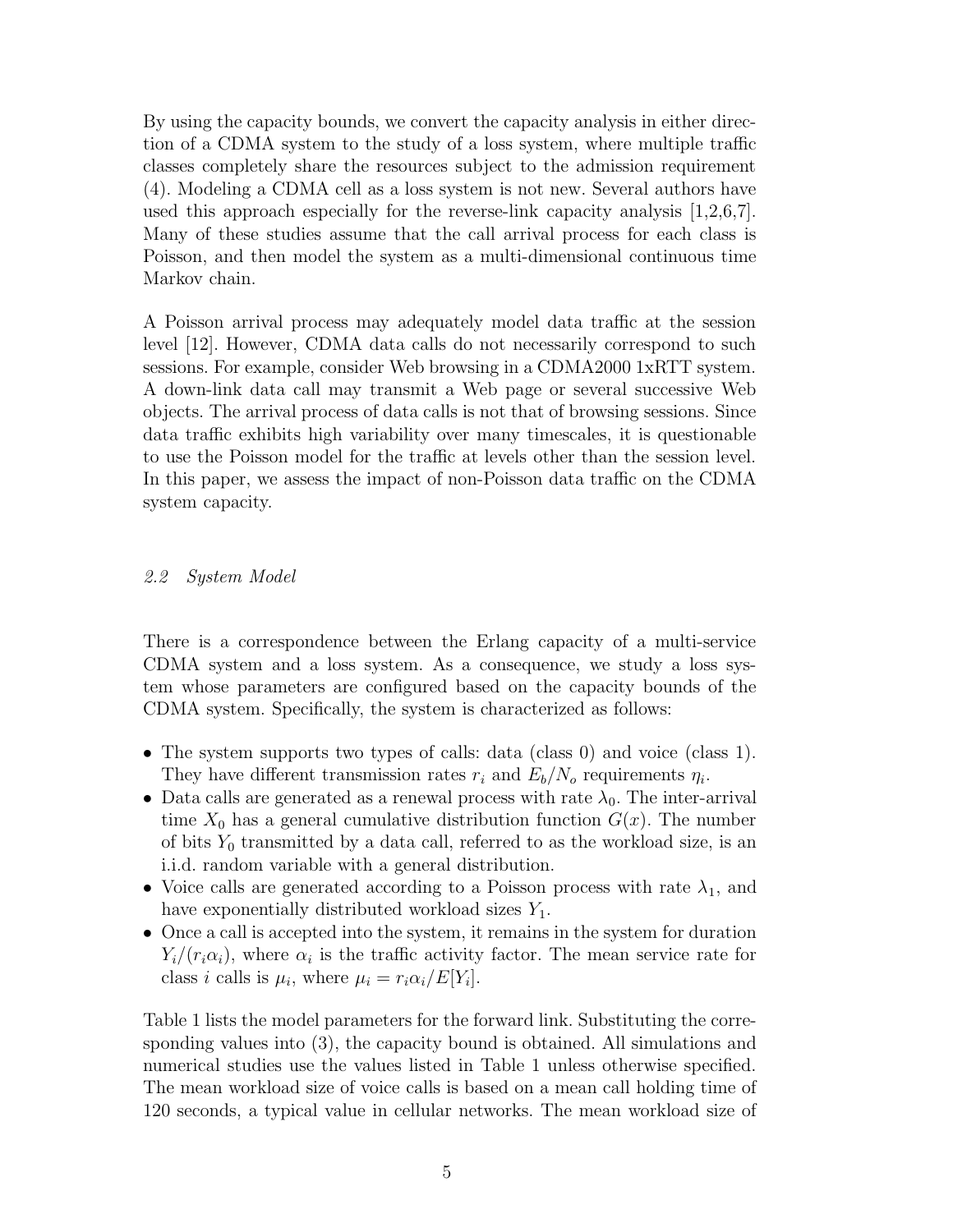By using the capacity bounds, we convert the capacity analysis in either direction of a CDMA system to the study of a loss system, where multiple traffic classes completely share the resources subject to the admission requirement (4). Modeling a CDMA cell as a loss system is not new. Several authors have used this approach especially for the reverse-link capacity analysis [1,2,6,7]. Many of these studies assume that the call arrival process for each class is Poisson, and then model the system as a multi-dimensional continuous time Markov chain.

A Poisson arrival process may adequately model data traffic at the session level [12]. However, CDMA data calls do not necessarily correspond to such sessions. For example, consider Web browsing in a CDMA2000 1xRTT system. A down-link data call may transmit a Web page or several successive Web objects. The arrival process of data calls is not that of browsing sessions. Since data traffic exhibits high variability over many timescales, it is questionable to use the Poisson model for the traffic at levels other than the session level. In this paper, we assess the impact of non-Poisson data traffic on the CDMA system capacity.

### *2.2 System Model*

There is a correspondence between the Erlang capacity of a multi-service CDMA system and a loss system. As a consequence, we study a loss system whose parameters are configured based on the capacity bounds of the CDMA system. Specifically, the system is characterized as follows:

- The system supports two types of calls: data (class 0) and voice (class 1). They have different transmission rates $r_i$ and $E_b/N_o$ requirements $\eta_i$.
- Data calls are generated as a renewal process with rate $\lambda_0$. The inter-arrival time $X_0$ has a general cumulative distribution function $G(x)$. The number of bits $Y_0$ transmitted by a data call, referred to as the workload size, is an i.i.d. random variable with a general distribution.
- Voice calls are generated according to a Poisson process with rate $\lambda_1$, and have exponentially distributed workload sizes $Y_1$.
- Once a call is accepted into the system, it remains in the system for duration $Y_i/(r_i\alpha_i)$, where $\alpha_i$ is the traffic activity factor. The mean service rate for class $i$ calls is $\mu_i$, where $\mu_i = r_i\alpha_i/E[Y_i]$.

Table 1 lists the model parameters for the forward link. Substituting the corresponding values into (3), the capacity bound is obtained. All simulations and numerical studies use the values listed in Table 1 unless otherwise specified. The mean workload size of voice calls is based on a mean call holding time of 120 seconds, a typical value in cellular networks. The mean workload size of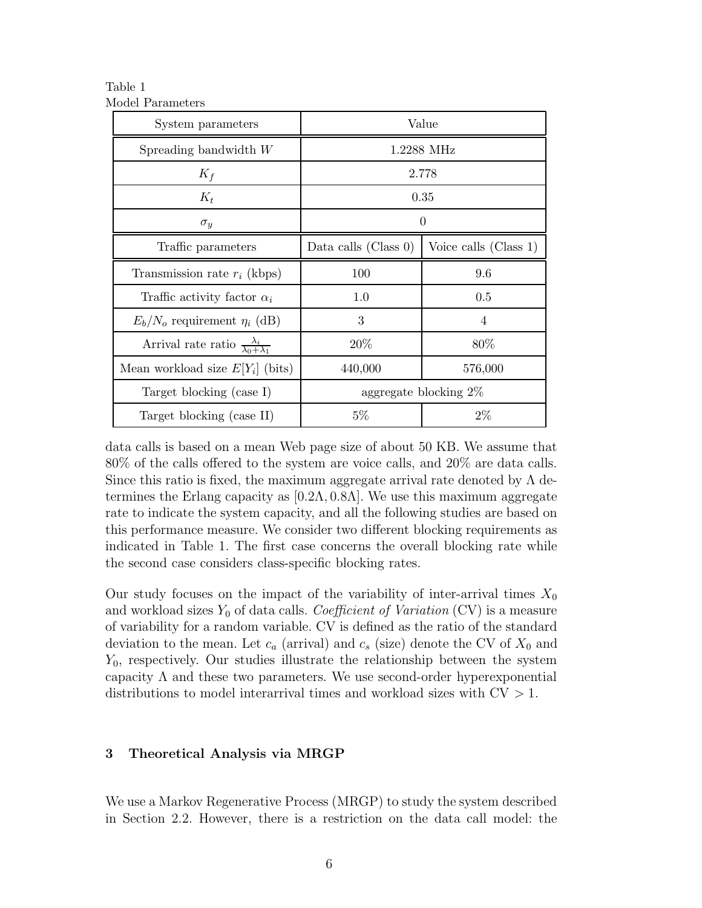Table 1
Model Parameters

| System parameters | Value | |
|---|---|---|
| Spreading bandwidth $W$ | 1.2288 MHz | |
| $K_f$ | 2.778 | |
| $K_t$ | 0.35 | |
| $\sigma_y$ | 0 | |
| Traffic parameters | Data calls (Class 0) | Voice calls (Class 1) |
| Transmission rate $r_i$ (kbps) | 100 | 9.6 |
| Traffic activity factor $\alpha_i$ | 1.0 | 0.5 |
| $E_b/N_o$ requirement $\eta_i$ (dB) | 3 | 4 |
| Arrival rate ratio $\frac{\lambda_i}{\lambda_0+\lambda_1}$ | 20% | 80% |
| Mean workload size $E[Y_i]$ (bits) | 440,000 | 576,000 |
| Target blocking (case I) | aggregate blocking 2% | |
| Target blocking (case II) | 5% | 2% |

data calls is based on a mean Web page size of about 50 KB. We assume that 80% of the calls offered to the system are voice calls, and 20% are data calls. Since this ratio is fixed, the maximum aggregate arrival rate denoted by $\Lambda$ determines the Erlang capacity as $[0.2\Lambda, 0.8\Lambda]$. We use this maximum aggregate rate to indicate the system capacity, and all the following studies are based on this performance measure. We consider two different blocking requirements as indicated in Table 1. The first case concerns the overall blocking rate while the second case considers class-specific blocking rates.

Our study focuses on the impact of the variability of inter-arrival times $X_0$ and workload sizes $Y_0$ of data calls. *Coefficient of Variation* (CV) is a measure of variability for a random variable. CV is defined as the ratio of the standard deviation to the mean. Let $c_a$ (arrival) and $c_s$ (size) denote the CV of $X_0$ and $Y_0$, respectively. Our studies illustrate the relationship between the system capacity $\Lambda$ and these two parameters. We use second-order hyperexponential distributions to model interarrival times and workload sizes with CV $> 1$.

## 3 Theoretical Analysis via MRGP

We use a Markov Regenerative Process (MRGP) to study the system described in Section 2.2. However, there is a restriction on the data call model: the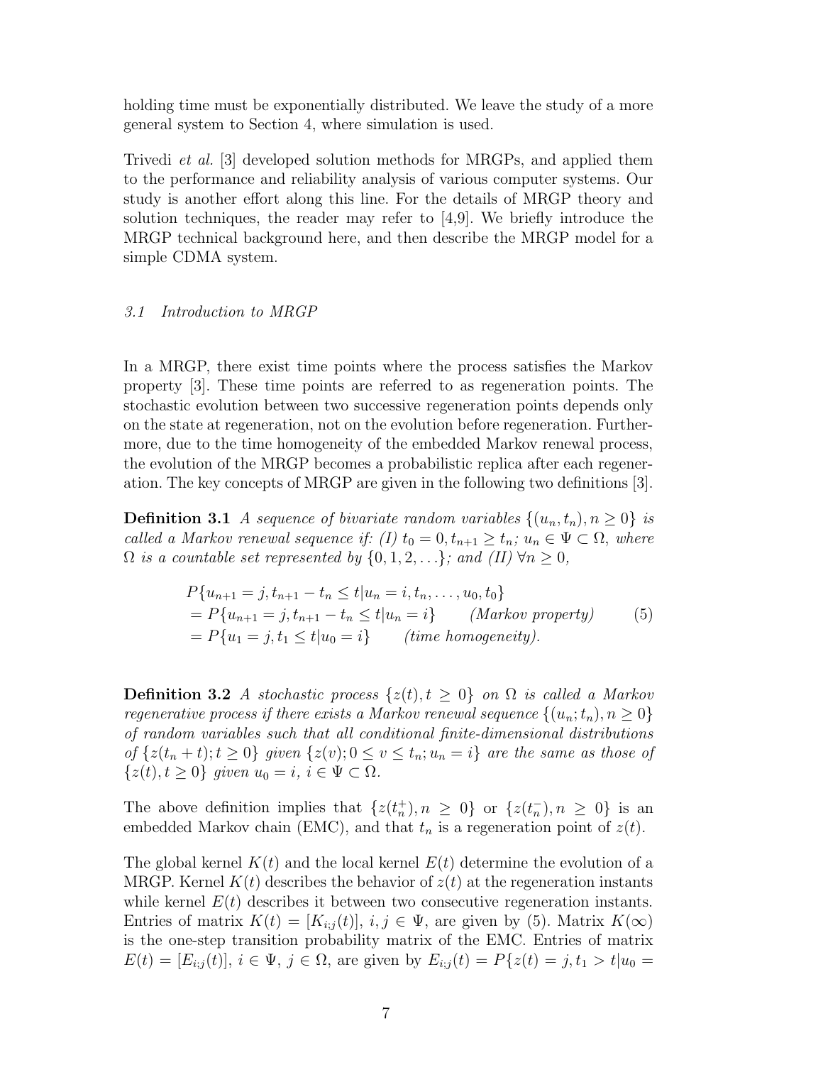holding time must be exponentially distributed. We leave the study of a more general system to Section 4, where simulation is used.

Trivedi *et al.* [3] developed solution methods for MRGPs, and applied them to the performance and reliability analysis of various computer systems. Our study is another effort along this line. For the details of MRGP theory and solution techniques, the reader may refer to [4,9]. We briefly introduce the MRGP technical background here, and then describe the MRGP model for a simple CDMA system.

### *3.1 Introduction to MRGP*

In a MRGP, there exist time points where the process satisfies the Markov property [3]. These time points are referred to as regeneration points. The stochastic evolution between two successive regeneration points depends only on the state at regeneration, not on the evolution before regeneration. Furthermore, due to the time homogeneity of the embedded Markov renewal process, the evolution of the MRGP becomes a probabilistic replica after each regeneration. The key concepts of MRGP are given in the following two definitions [3].

**Definition 3.1** *A sequence of bivariate random variables* $\{(u_n, t_n), n \geq 0\}$ *is called a Markov renewal sequence if: (I)* $t_0 = 0, t_{n+1} \geq t_n$*;* $u_n \in \Psi \subset \Omega$*, where* $\Omega$ *is a countable set represented by* $\{0, 1, 2, \ldots\}$*; and (II)* $\forall n \geq 0$*,*

$$
\begin{aligned}
&P\{u_{n+1} = j, t_{n+1} - t_n \leq t | u_n = i, t_n, \ldots, u_0, t_0\} \\
&= P\{u_{n+1} = j, t_{n+1} - t_n \leq t | u_n = i\} \qquad \text{(Markov property)} \\
&= P\{u_1 = j, t_1 \leq t | u_0 = i\} \qquad \text{(time homogeneity).}
\end{aligned} \tag{5}
$$

**Definition 3.2** *A stochastic process* $\{z(t), t \geq 0\}$ *on* $\Omega$ *is called a Markov regenerative process if there exists a Markov renewal sequence* $\{(u_n; t_n), n \geq 0\}$ *of random variables such that all conditional finite-dimensional distributions of* $\{z(t_n + t); t \geq 0\}$ *given* $\{z(v); 0 \leq v \leq t_n; u_n = i\}$ *are the same as those of* $\{z(t), t \geq 0\}$ *given* $u_0 = i$*,* $i \in \Psi \subset \Omega$*.*

The above definition implies that $\{z(t_n^+), n \geq 0\}$ or $\{z(t_n^-), n \geq 0\}$ is an embedded Markov chain (EMC), and that $t_n$ is a regeneration point of $z(t)$.

The global kernel $K(t)$ and the local kernel $E(t)$ determine the evolution of a MRGP. Kernel $K(t)$ describes the behavior of $z(t)$ at the regeneration instants while kernel $E(t)$ describes it between two consecutive regeneration instants. Entries of matrix $K(t) = [K_{i;j}(t)]$, $i, j \in \Psi$, are given by (5). Matrix $K(\infty)$ is the one-step transition probability matrix of the EMC. Entries of matrix $E(t) = [E_{i;j}(t)]$, $i \in \Psi$, $j \in \Omega$, are given by $E_{i;j}(t) = P\{z(t) = j, t_1 > t | u_0 =$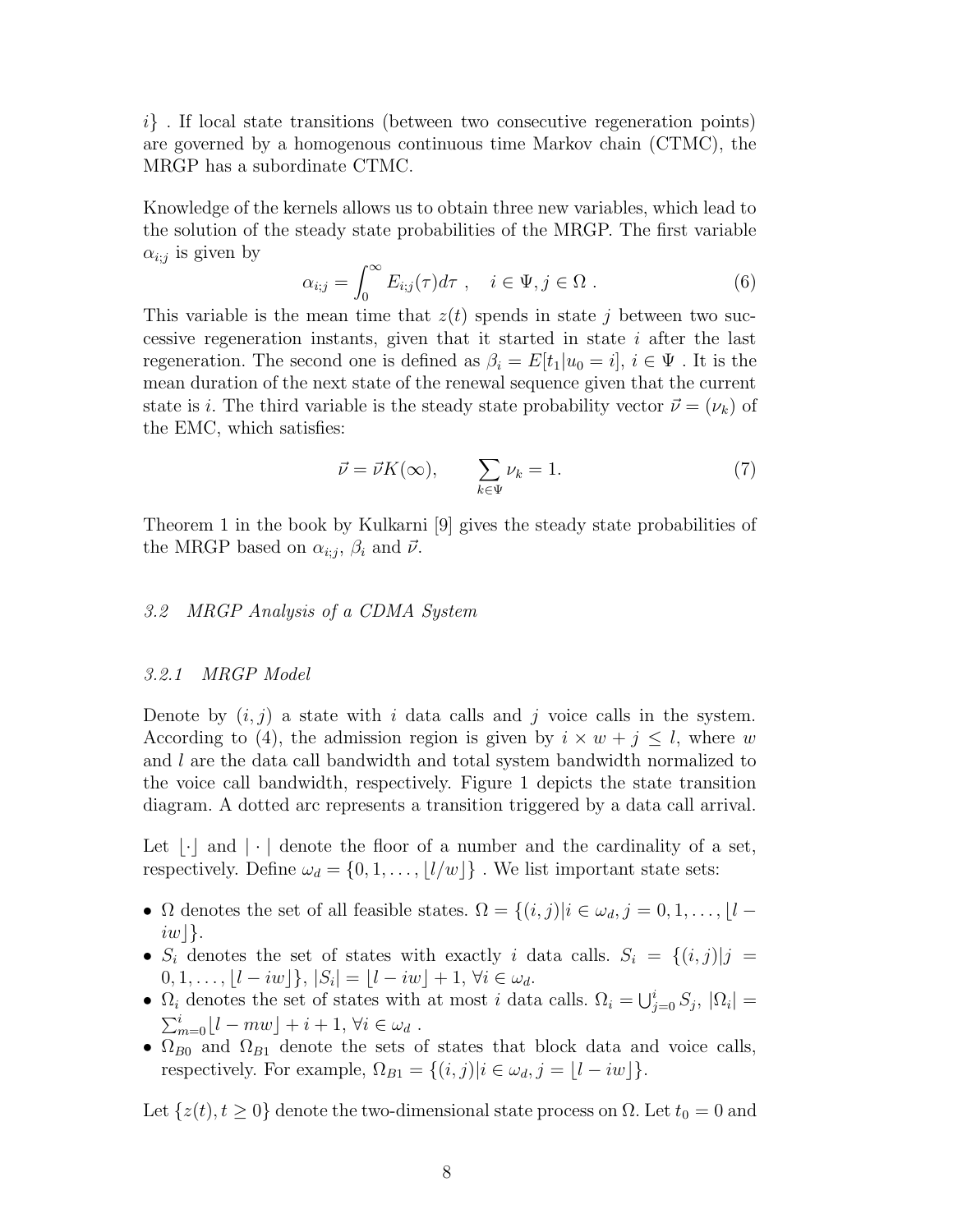$i\}$ . If local state transitions (between two consecutive regeneration points) are governed by a homogenous continuous time Markov chain (CTMC), the MRGP has a subordinate CTMC.

Knowledge of the kernels allows us to obtain three new variables, which lead to the solution of the steady state probabilities of the MRGP. The first variable $\alpha_{i;j}$ is given by

$$\alpha_{i;j} = \int_0^\infty E_{i;j}(\tau)d\tau \ , \quad i \in \Psi, j \in \Omega \ . \tag{6}$$

This variable is the mean time that $z(t)$ spends in state $j$ between two successive regeneration instants, given that it started in state $i$ after the last regeneration. The second one is defined as $\beta_i = E[t_1|u_0 = i]$, $i \in \Psi$ . It is the mean duration of the next state of the renewal sequence given that the current state is $i$. The third variable is the steady state probability vector $\vec{\nu} = (\nu_k)$ of the EMC, which satisfies:

$$\vec{\nu} = \vec{\nu}K(\infty), \qquad \sum_{k \in \Psi} \nu_k = 1. \tag{7}$$

Theorem 1 in the book by Kulkarni [9] gives the steady state probabilities of the MRGP based on $\alpha_{i;j}$, $\beta_i$ and $\vec{\nu}$.

### *3.2 MRGP Analysis of a CDMA System*

#### *3.2.1 MRGP Model*

Denote by $(i, j)$ a state with $i$ data calls and $j$ voice calls in the system. According to (4), the admission region is given by $i \times w + j \le l$, where $w$ and $l$ are the data call bandwidth and total system bandwidth normalized to the voice call bandwidth, respectively. Figure 1 depicts the state transition diagram. A dotted arc represents a transition triggered by a data call arrival.

Let $\lfloor \cdot \rfloor$ and $| \cdot |$ denote the floor of a number and the cardinality of a set, respectively. Define $\omega_d = \{0, 1, \ldots, \lfloor l/w \rfloor\}$ . We list important state sets:

- $\Omega$ denotes the set of all feasible states. $\Omega = \{(i, j)|i \in \omega_d, j = 0, 1, \ldots, \lfloor l - iw \rfloor\}$.
- $S_i$ denotes the set of states with exactly $i$ data calls. $S_i = \{(i, j)|j = 0, 1, \ldots, \lfloor l - iw \rfloor\}$, $|S_i| = \lfloor l - iw \rfloor + 1$, $\forall i \in \omega_d$.
- $\Omega_i$ denotes the set of states with at most $i$ data calls. $\Omega_i = \bigcup_{j=0}^{i} S_j$, $|\Omega_i| = \sum_{m=0}^{i} \lfloor l - mw \rfloor + i + 1$, $\forall i \in \omega_d$ .
- $\Omega_{B0}$ and $\Omega_{B1}$ denote the sets of states that block data and voice calls, respectively. For example, $\Omega_{B1} = \{(i, j)|i \in \omega_d, j = \lfloor l - iw \rfloor\}$.

Let $\{z(t), t \ge 0\}$ denote the two-dimensional state process on $\Omega$. Let $t_0 = 0$ and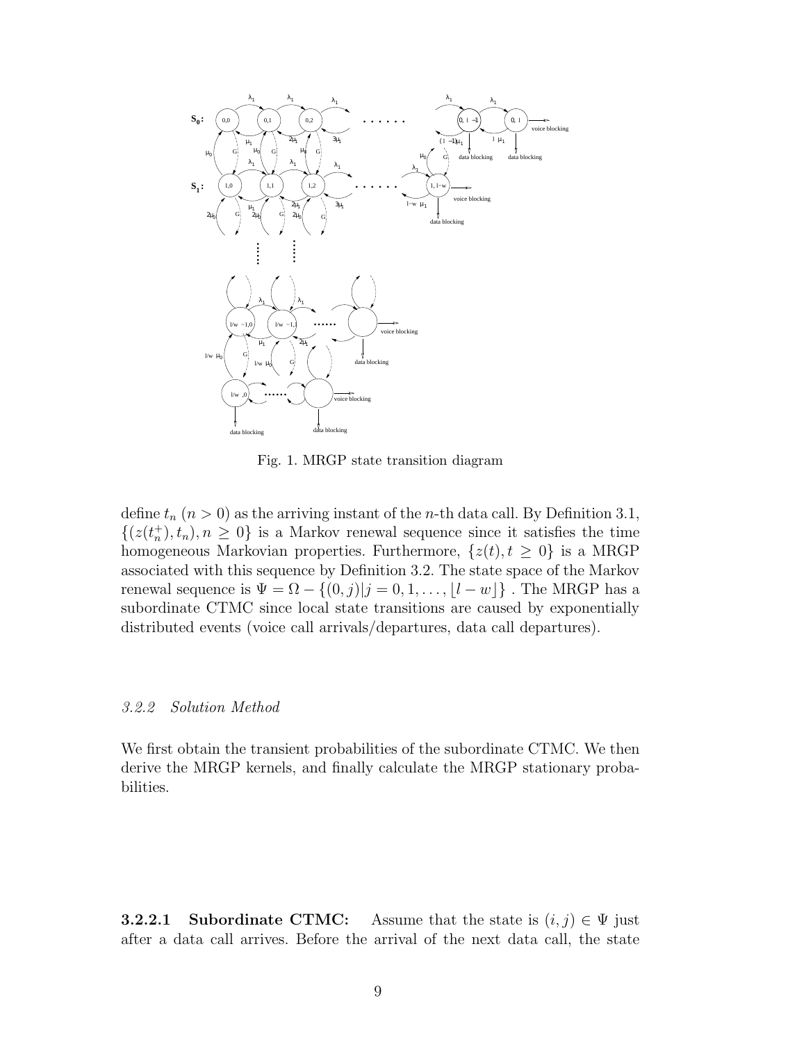Fig. 1. MRGP state transition diagram

define $t_n$ ($n > 0$) as the arriving instant of the $n$-th data call. By Definition 3.1, $\{(z(t_n^+), t_n), n \geq 0\}$ is a Markov renewal sequence since it satisfies the time homogeneous Markovian properties. Furthermore, $\{z(t), t \geq 0\}$ is a MRGP associated with this sequence by Definition 3.2. The state space of the Markov renewal sequence is $\Psi = \Omega - \{(0, j) | j = 0, 1, \ldots, \lfloor l - w \rfloor\}$ . The MRGP has a subordinate CTMC since local state transitions are caused by exponentially distributed events (voice call arrivals/departures, data call departures).

### *3.2.2 Solution Method*

We first obtain the transient probabilities of the subordinate CTMC. We then derive the MRGP kernels, and finally calculate the MRGP stationary probabilities.

**3.2.2.1 Subordinate CTMC:** Assume that the state is $(i, j) \in \Psi$ just after a data call arrives. Before the arrival of the next data call, the state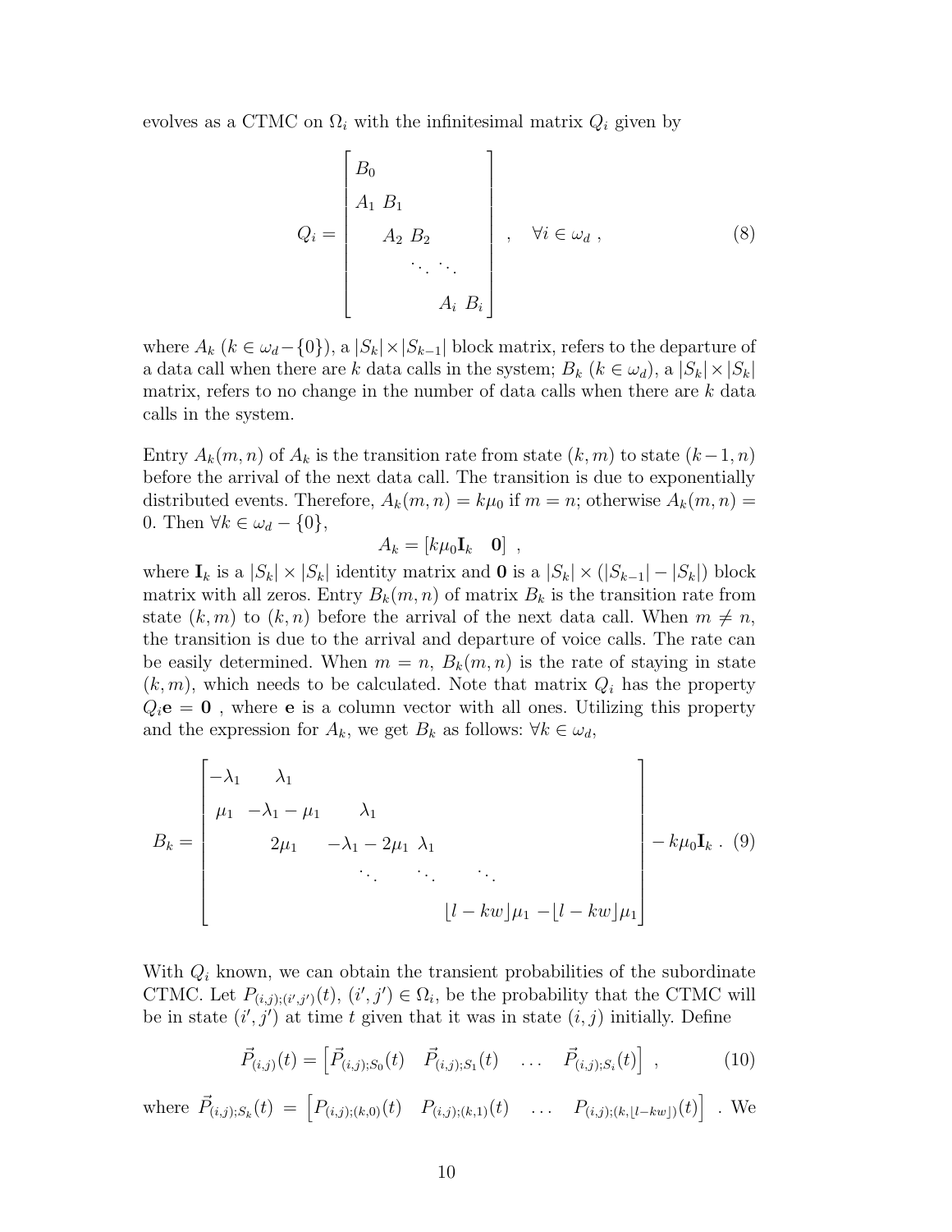evolves as a CTMC on $\Omega_i$ with the infinitesimal matrix $Q_i$ given by

$$Q_i = \begin{bmatrix} B_0 & & & & \\ A_1 & B_1 & & & \\ & A_2 & B_2 & & \\ & & \ddots & \ddots & \\ & & & A_i & B_i \end{bmatrix} , \quad \forall i \in \omega_d , \tag{8}$$

where $A_k$ ($k \in \omega_d - \{0\}$), a $|S_k| \times |S_{k-1}|$ block matrix, refers to the departure of a data call when there are $k$ data calls in the system; $B_k$ ($k \in \omega_d$), a $|S_k| \times |S_k|$ matrix, refers to no change in the number of data calls when there are $k$ data calls in the system.

Entry $A_k(m,n)$ of $A_k$ is the transition rate from state $(k,m)$ to state $(k-1,n)$ before the arrival of the next data call. The transition is due to exponentially distributed events. Therefore, $A_k(m,n) = k\mu_0$ if $m = n$; otherwise $A_k(m,n) = 0$. Then $\forall k \in \omega_d - \{0\}$,

$$A_k = \begin{bmatrix} k\mu_0 \mathbf{I}_k & \mathbf{0} \end{bmatrix} ,$$

where $\mathbf{I}_k$ is a $|S_k| \times |S_k|$ identity matrix and $\mathbf{0}$ is a $|S_k| \times (|S_{k-1}| - |S_k|)$ block matrix with all zeros. Entry $B_k(m,n)$ of matrix $B_k$ is the transition rate from state $(k,m)$ to $(k,n)$ before the arrival of the next data call. When $m \neq n$, the transition is due to the arrival and departure of voice calls. The rate can be easily determined. When $m = n$, $B_k(m,n)$ is the rate of staying in state $(k,m)$, which needs to be calculated. Note that matrix $Q_i$ has the property $Q_i \mathbf{e} = \mathbf{0}$ , where $\mathbf{e}$ is a column vector with all ones. Utilizing this property and the expression for $A_k$, we get $B_k$ as follows: $\forall k \in \omega_d$,

$$B_k = \begin{bmatrix} -\lambda_1 & \lambda_1 & & & \\ \mu_1 & -\lambda_1 - \mu_1 & \lambda_1 & & \\ & 2\mu_1 & -\lambda_1 - 2\mu_1 & \lambda_1 & \\ & & \ddots & \ddots & \ddots \\ & & & \lfloor l - kw \rfloor \mu_1 & -\lfloor l - kw \rfloor \mu_1 \end{bmatrix} - k\mu_0 \mathbf{I}_k . \tag{9}$$

With $Q_i$ known, we can obtain the transient probabilities of the subordinate CTMC. Let $P_{(i,j);(i',j')}(t)$, $(i',j') \in \Omega_i$, be the probability that the CTMC will be in state $(i',j')$ at time $t$ given that it was in state $(i,j)$ initially. Define

$$\vec{P}_{(i,j)}(t) = \begin{bmatrix} \vec{P}_{(i,j);S_0}(t) & \vec{P}_{(i,j);S_1}(t) & \ldots & \vec{P}_{(i,j);S_i}(t) \end{bmatrix} , \tag{10}$$

where $\vec{P}_{(i,j);S_k}(t) = \begin{bmatrix} P_{(i,j);(k,0)}(t) & P_{(i,j);(k,1)}(t) & \ldots & P_{(i,j);(k,\lfloor l-kw \rfloor)}(t) \end{bmatrix}$ . We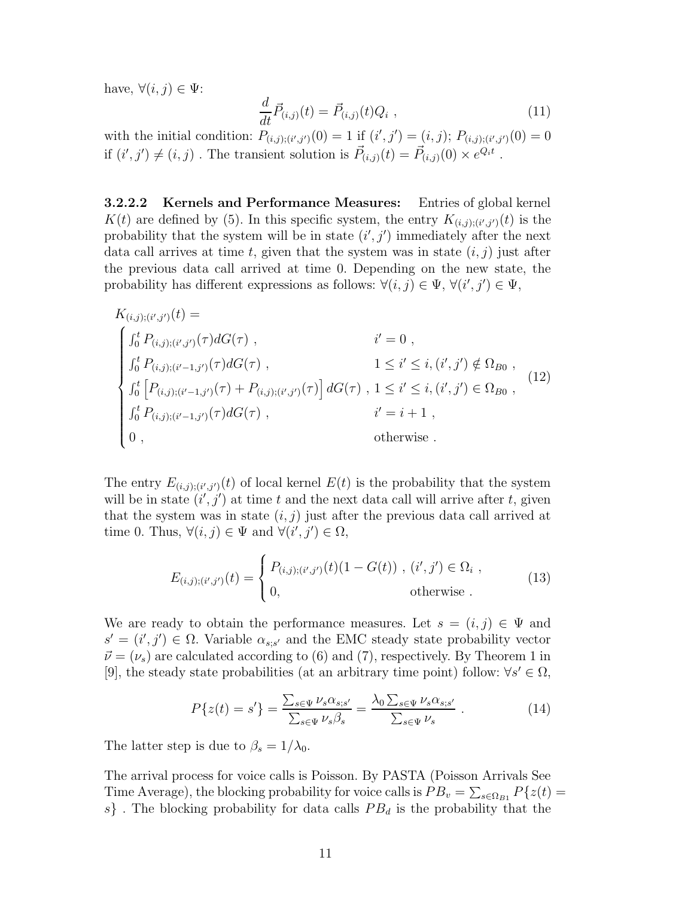have, $\forall (i,j) \in \Psi$:

$$\frac{d}{dt}\vec{P}_{(i,j)}(t) = \vec{P}_{(i,j)}(t) Q_i \ , \tag{11}$$

with the initial condition: $P_{(i,j);(i',j')}(0) = 1$ if $(i',j') = (i,j)$; $P_{(i,j);(i',j')}(0) = 0$ if $(i',j') \neq (i,j)$ . The transient solution is $\vec{P}_{(i,j)}(t) = \vec{P}_{(i,j)}(0) \times e^{Q_i t}$ .

#### 3.2.2.2 Kernels and Performance Measures:

Entries of global kernel $K(t)$ are defined by (5). In this specific system, the entry $K_{(i,j);(i',j')}(t)$ is the probability that the system will be in state $(i',j')$ immediately after the next data call arrives at time $t$, given that the system was in state $(i,j)$ just after the previous data call arrived at time 0. Depending on the new state, the probability has different expressions as follows: $\forall (i,j) \in \Psi$, $\forall (i',j') \in \Psi$,

$$K_{(i,j);(i',j')}(t) = \begin{cases} \int_0^t P_{(i,j);(i',j')}(\tau) dG(\tau) \ , & i' = 0 \ , \\ \int_0^t P_{(i,j);(i'-1,j')}(\tau) dG(\tau) \ , & 1 \leq i' \leq i, (i',j') \notin \Omega_{B0} \ , \\ \int_0^t \left[ P_{(i,j);(i'-1,j')}(\tau) + P_{(i,j);(i',j')}(\tau) \right] dG(\tau) \ , & 1 \leq i' \leq i, (i',j') \in \Omega_{B0} \ , \\ \int_0^t P_{(i,j);(i'-1,j')}(\tau) dG(\tau) \ , & i' = i+1 \ , \\ 0 \ , & \text{otherwise} \ . \end{cases} \tag{12}$$

The entry $E_{(i,j);(i',j')}(t)$ of local kernel $E(t)$ is the probability that the system will be in state $(i',j')$ at time $t$ and the next data call will arrive after $t$, given that the system was in state $(i,j)$ just after the previous data call arrived at time 0. Thus, $\forall (i,j) \in \Psi$ and $\forall (i',j') \in \Omega$,

$$E_{(i,j);(i',j')}(t) = \begin{cases} P_{(i,j);(i',j')}(t)(1 - G(t)) \ , & (i',j') \in \Omega_i \ , \\ 0, & \text{otherwise} \ . \end{cases} \tag{13}$$

We are ready to obtain the performance measures. Let $s = (i,j) \in \Psi$ and $s' = (i',j') \in \Omega$. Variable $\alpha_{s;s'}$ and the EMC steady state probability vector $\vec{\nu} = (\nu_s)$ are calculated according to (6) and (7), respectively. By Theorem 1 in [9], the steady state probabilities (at an arbitrary time point) follow: $\forall s' \in \Omega$,

$$P\{z(t) = s'\} = \frac{\sum_{s \in \Psi} \nu_s \alpha_{s;s'}}{\sum_{s \in \Psi} \nu_s \beta_s} = \frac{\lambda_0 \sum_{s \in \Psi} \nu_s \alpha_{s;s'}}{\sum_{s \in \Psi} \nu_s} \ . \tag{14}$$

The latter step is due to $\beta_s = 1/\lambda_0$.

The arrival process for voice calls is Poisson. By PASTA (Poisson Arrivals See Time Average), the blocking probability for voice calls is $PB_v = \sum_{s \in \Omega_{B1}} P\{z(t) = s\}$ . The blocking probability for data calls $PB_d$ is the probability that the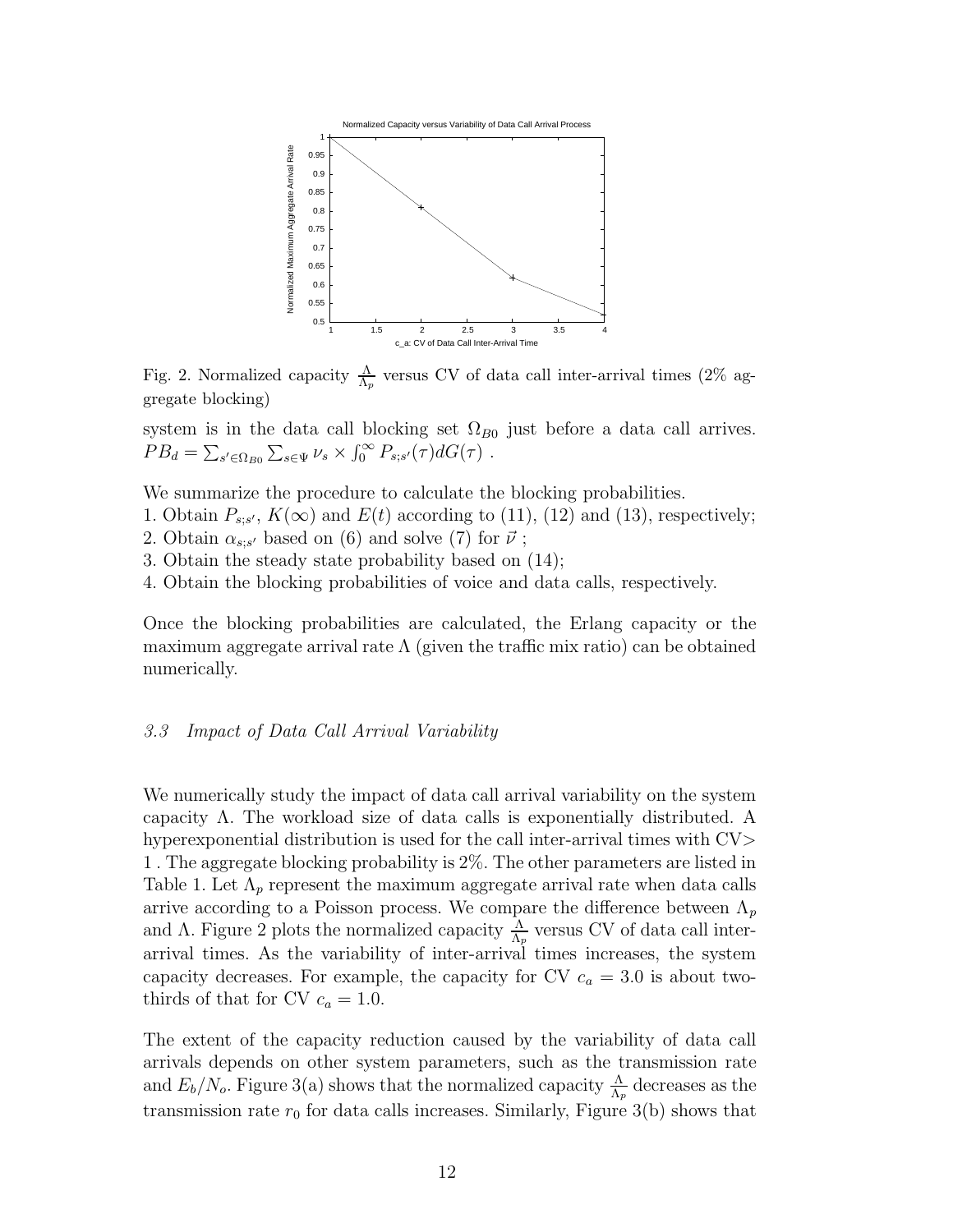Fig. 2. Normalized capacity $\frac{\Lambda}{\Lambda_p}$ versus CV of data call inter-arrival times (2% aggregate blocking)

system is in the data call blocking set $\Omega_{B0}$ just before a data call arrives. $PB_d = \sum_{s' \in \Omega_{B0}} \sum_{s \in \Psi} \nu_s \times \int_0^\infty P_{s;s'}(\tau) dG(\tau)$ .

We summarize the procedure to calculate the blocking probabilities.

1. Obtain $P_{s;s'}$, $K(\infty)$ and $E(t)$ according to (11), (12) and (13), respectively;
2. Obtain $\alpha_{s;s'}$ based on (6) and solve (7) for $\vec{\nu}$ ;
3. Obtain the steady state probability based on (14);
4. Obtain the blocking probabilities of voice and data calls, respectively.

Once the blocking probabilities are calculated, the Erlang capacity or the maximum aggregate arrival rate $\Lambda$ (given the traffic mix ratio) can be obtained numerically.

### *3.3 Impact of Data Call Arrival Variability*

We numerically study the impact of data call arrival variability on the system capacity $\Lambda$. The workload size of data calls is exponentially distributed. A hyperexponential distribution is used for the call inter-arrival times with CV$>$ 1 . The aggregate blocking probability is 2%. The other parameters are listed in Table 1. Let $\Lambda_p$ represent the maximum aggregate arrival rate when data calls arrive according to a Poisson process. We compare the difference between $\Lambda_p$ and $\Lambda$. Figure 2 plots the normalized capacity $\frac{\Lambda}{\Lambda_p}$ versus CV of data call inter-arrival times. As the variability of inter-arrival times increases, the system capacity decreases. For example, the capacity for CV $c_a = 3.0$ is about two-thirds of that for CV $c_a = 1.0$.

The extent of the capacity reduction caused by the variability of data call arrivals depends on other system parameters, such as the transmission rate and $E_b/N_o$. Figure 3(a) shows that the normalized capacity $\frac{\Lambda}{\Lambda_p}$ decreases as the transmission rate $r_0$ for data calls increases. Similarly, Figure 3(b) shows that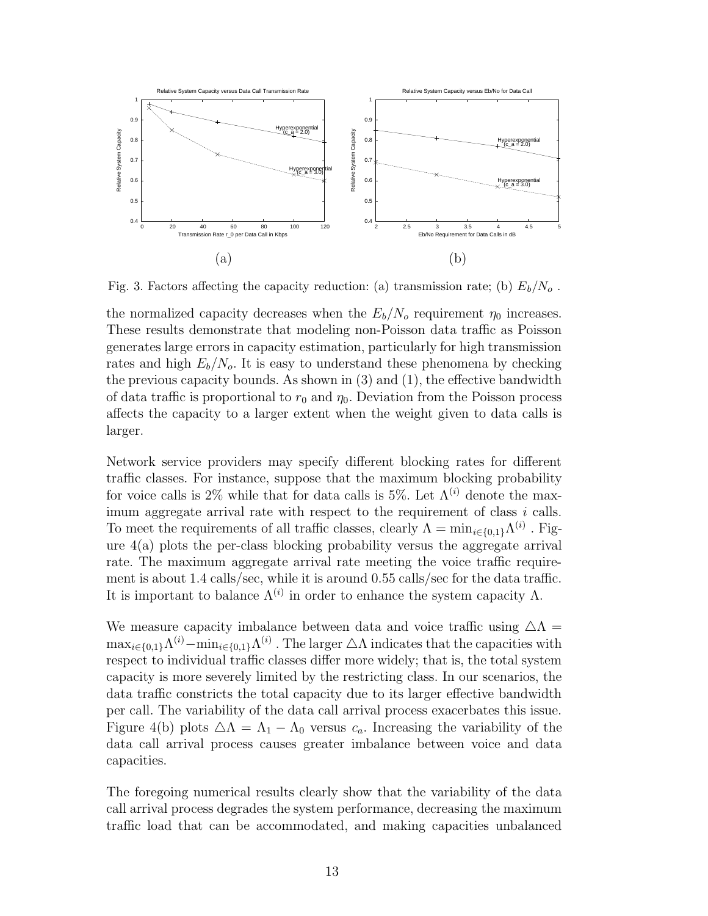Fig. 3. Factors affecting the capacity reduction: (a) transmission rate; (b) $E_b/N_o$ .

the normalized capacity decreases when the $E_b/N_o$ requirement $\eta_0$ increases. These results demonstrate that modeling non-Poisson data traffic as Poisson generates large errors in capacity estimation, particularly for high transmission rates and high $E_b/N_o$. It is easy to understand these phenomena by checking the previous capacity bounds. As shown in (3) and (1), the effective bandwidth of data traffic is proportional to $r_0$ and $\eta_0$. Deviation from the Poisson process affects the capacity to a larger extent when the weight given to data calls is larger.

Network service providers may specify different blocking rates for different traffic classes. For instance, suppose that the maximum blocking probability for voice calls is 2% while that for data calls is 5%. Let $\Lambda^{(i)}$ denote the maximum aggregate arrival rate with respect to the requirement of class $i$ calls. To meet the requirements of all traffic classes, clearly $\Lambda = \min_{i \in \{0,1\}} \Lambda^{(i)}$ . Figure 4(a) plots the per-class blocking probability versus the aggregate arrival rate. The maximum aggregate arrival rate meeting the voice traffic requirement is about 1.4 calls/sec, while it is around 0.55 calls/sec for the data traffic. It is important to balance $\Lambda^{(i)}$ in order to enhance the system capacity $\Lambda$.

We measure capacity imbalance between data and voice traffic using $\triangle\Lambda = \max_{i \in \{0,1\}} \Lambda^{(i)} - \min_{i \in \{0,1\}} \Lambda^{(i)}$ . The larger $\triangle\Lambda$ indicates that the capacities with respect to individual traffic classes differ more widely; that is, the total system capacity is more severely limited by the restricting class. In our scenarios, the data traffic constricts the total capacity due to its larger effective bandwidth per call. The variability of the data call arrival process exacerbates this issue. Figure 4(b) plots $\triangle\Lambda = \Lambda_1 - \Lambda_0$ versus $c_a$. Increasing the variability of the data call arrival process causes greater imbalance between voice and data capacities.

The foregoing numerical results clearly show that the variability of the data call arrival process degrades the system performance, decreasing the maximum traffic load that can be accommodated, and making capacities unbalanced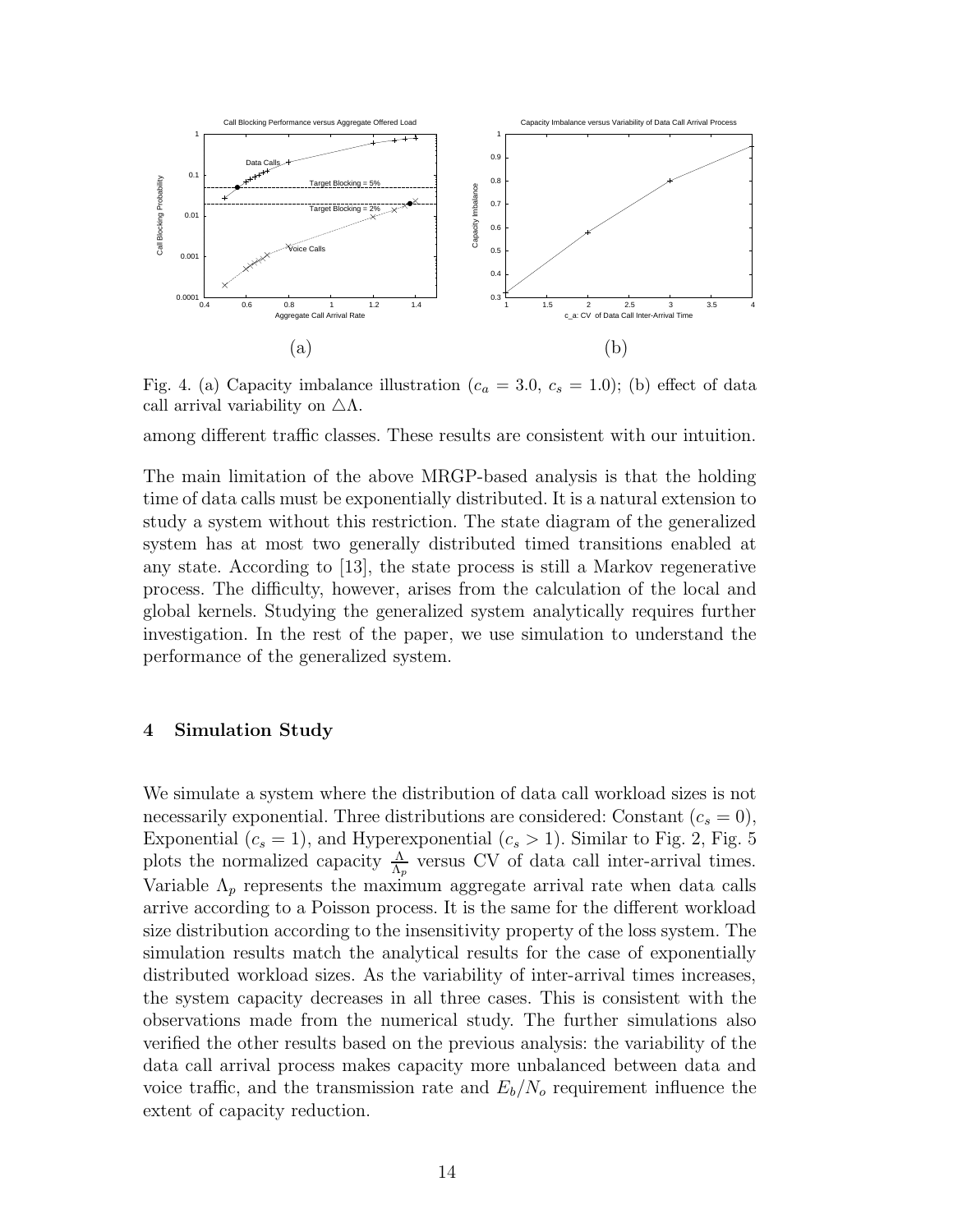Fig. 4. (a) Capacity imbalance illustration ($c_a = 3.0$, $c_s = 1.0$); (b) effect of data call arrival variability on $\triangle\Lambda$.

among different traffic classes. These results are consistent with our intuition.

The main limitation of the above MRGP-based analysis is that the holding time of data calls must be exponentially distributed. It is a natural extension to study a system without this restriction. The state diagram of the generalized system has at most two generally distributed timed transitions enabled at any state. According to [13], the state process is still a Markov regenerative process. The difficulty, however, arises from the calculation of the local and global kernels. Studying the generalized system analytically requires further investigation. In the rest of the paper, we use simulation to understand the performance of the generalized system.

## 4 Simulation Study

We simulate a system where the distribution of data call workload sizes is not necessarily exponential. Three distributions are considered: Constant ($c_s = 0$), Exponential ($c_s = 1$), and Hyperexponential ($c_s > 1$). Similar to Fig. 2, Fig. 5 plots the normalized capacity $\frac{\Lambda}{\Lambda_p}$ versus CV of data call inter-arrival times. Variable $\Lambda_p$ represents the maximum aggregate arrival rate when data calls arrive according to a Poisson process. It is the same for the different workload size distribution according to the insensitivity property of the loss system. The simulation results match the analytical results for the case of exponentially distributed workload sizes. As the variability of inter-arrival times increases, the system capacity decreases in all three cases. This is consistent with the observations made from the numerical study. The further simulations also verified the other results based on the previous analysis: the variability of the data call arrival process makes capacity more unbalanced between data and voice traffic, and the transmission rate and $E_b/N_o$ requirement influence the extent of capacity reduction.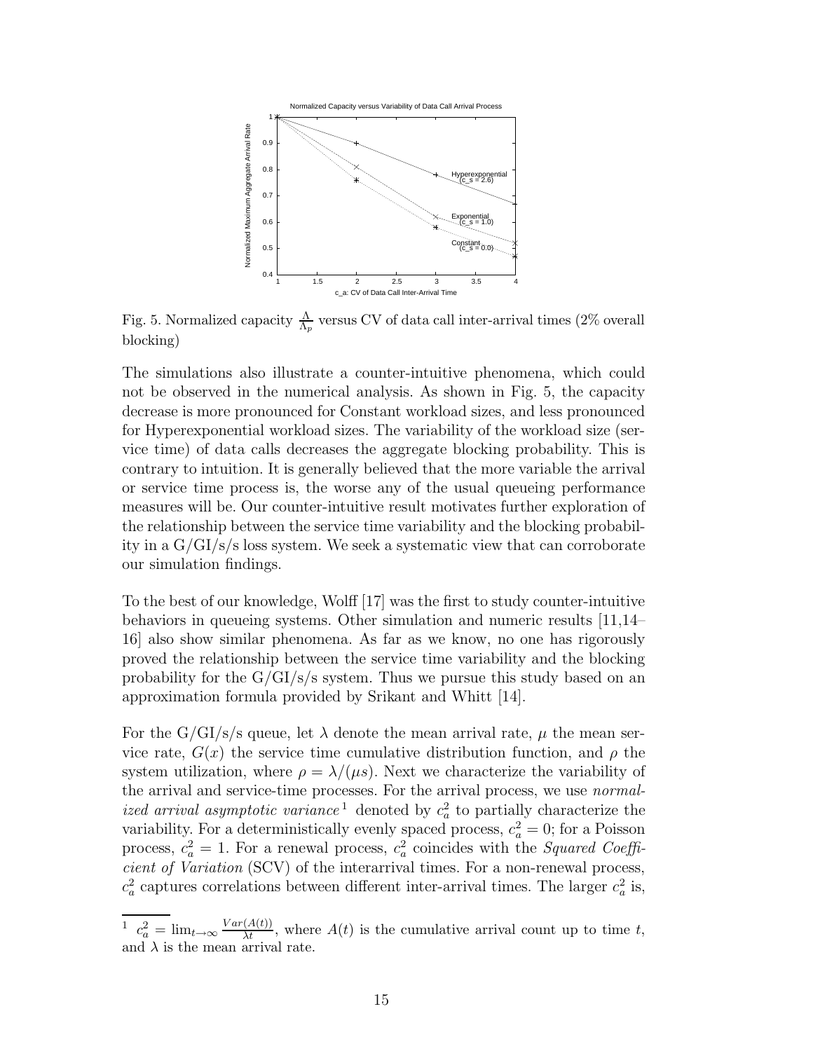Fig. 5. Normalized capacity $\frac{\Lambda}{\Lambda_p}$ versus CV of data call inter-arrival times (2% overall blocking)

The simulations also illustrate a counter-intuitive phenomena, which could not be observed in the numerical analysis. As shown in Fig. 5, the capacity decrease is more pronounced for Constant workload sizes, and less pronounced for Hyperexponential workload sizes. The variability of the workload size (service time) of data calls decreases the aggregate blocking probability. This is contrary to intuition. It is generally believed that the more variable the arrival or service time process is, the worse any of the usual queueing performance measures will be. Our counter-intuitive result motivates further exploration of the relationship between the service time variability and the blocking probability in a G/GI/s/s loss system. We seek a systematic view that can corroborate our simulation findings.

To the best of our knowledge, Wolff [17] was the first to study counter-intuitive behaviors in queueing systems. Other simulation and numeric results [11,14–16] also show similar phenomena. As far as we know, no one has rigorously proved the relationship between the service time variability and the blocking probability for the G/GI/s/s system. Thus we pursue this study based on an approximation formula provided by Srikant and Whitt [14].

For the G/GI/s/s queue, let $\lambda$ denote the mean arrival rate, $\mu$ the mean service rate, $G(x)$ the service time cumulative distribution function, and $\rho$ the system utilization, where $\rho = \lambda/(\mu s)$. Next we characterize the variability of the arrival and service-time processes. For the arrival process, we use *normalized arrival asymptotic variance* [1] denoted by $c_a^2$ to partially characterize the variability. For a deterministically evenly spaced process, $c_a^2 = 0$; for a Poisson process, $c_a^2 = 1$. For a renewal process, $c_a^2$ coincides with the *Squared Coefficient of Variation* (SCV) of the interarrival times. For a non-renewal process, $c_a^2$ captures correlations between different inter-arrival times. The larger $c_a^2$ is,

[1] $c_a^2 = \lim_{t\to\infty} \frac{Var(A(t))}{\lambda t}$, where $A(t)$ is the cumulative arrival count up to time $t$, and $\lambda$ is the mean arrival rate.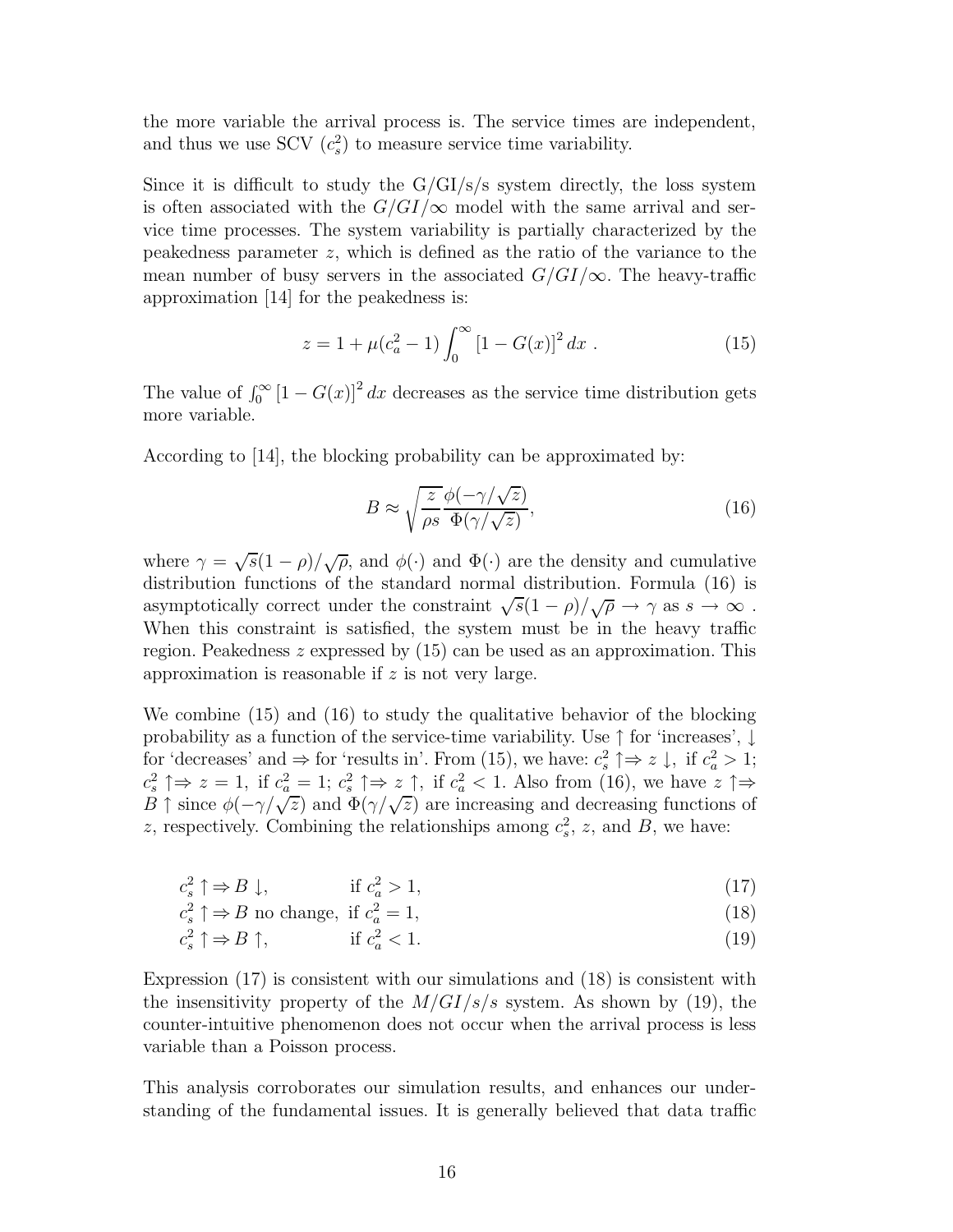the more variable the arrival process is. The service times are independent, and thus we use SCV ($c_s^2$) to measure service time variability.

Since it is difficult to study the G/GI/s/s system directly, the loss system is often associated with the $G/GI/\infty$ model with the same arrival and service time processes. The system variability is partially characterized by the peakedness parameter $z$, which is defined as the ratio of the variance to the mean number of busy servers in the associated $G/GI/\infty$. The heavy-traffic approximation [14] for the peakedness is:

$$z = 1 + \mu(c_a^2 - 1)\int_0^\infty [1 - G(x)]^2 \, dx \; . \tag{15}$$

The value of $\int_0^\infty [1 - G(x)]^2 \, dx$ decreases as the service time distribution gets more variable.

According to [14], the blocking probability can be approximated by:

$$B \approx \sqrt{\frac{z}{\rho s}} \frac{\phi(-\gamma/\sqrt{z})}{\Phi(\gamma/\sqrt{z})}, \tag{16}$$

where $\gamma = \sqrt{s}(1-\rho)/\sqrt{\rho}$, and $\phi(\cdot)$ and $\Phi(\cdot)$ are the density and cumulative distribution functions of the standard normal distribution. Formula (16) is asymptotically correct under the constraint $\sqrt{s}(1-\rho)/\sqrt{\rho} \to \gamma$ as $s \to \infty$ . When this constraint is satisfied, the system must be in the heavy traffic region. Peakedness $z$ expressed by (15) can be used as an approximation. This approximation is reasonable if $z$ is not very large.

We combine (15) and (16) to study the qualitative behavior of the blocking probability as a function of the service-time variability. Use $\uparrow$ for 'increases', $\downarrow$ for 'decreases' and $\Rightarrow$ for 'results in'. From (15), we have: $c_s^2 \uparrow \Rightarrow z \downarrow,$ if $c_a^2 > 1$; $c_s^2 \uparrow \Rightarrow z = 1,$ if $c_a^2 = 1$; $c_s^2 \uparrow \Rightarrow z \uparrow,$ if $c_a^2 < 1$. Also from (16), we have $z \uparrow \Rightarrow B \uparrow$ since $\phi(-\gamma/\sqrt{z})$ and $\Phi(\gamma/\sqrt{z})$ are increasing and decreasing functions of $z$, respectively. Combining the relationships among $c_s^2$, $z$, and $B$, we have:

$$c_s^2 \uparrow \Rightarrow B \downarrow, \qquad \text{if } c_a^2 > 1, \tag{17}$$

$$c_s^2 \uparrow \Rightarrow B \text{ no change}, \quad \text{if } c_a^2 = 1, \tag{18}$$

$$c_s^2 \uparrow \Rightarrow B \uparrow, \qquad \text{if } c_a^2 < 1. \tag{19}$$

Expression (17) is consistent with our simulations and (18) is consistent with the insensitivity property of the $M/GI/s/s$ system. As shown by (19), the counter-intuitive phenomenon does not occur when the arrival process is less variable than a Poisson process.

This analysis corroborates our simulation results, and enhances our understanding of the fundamental issues. It is generally believed that data traffic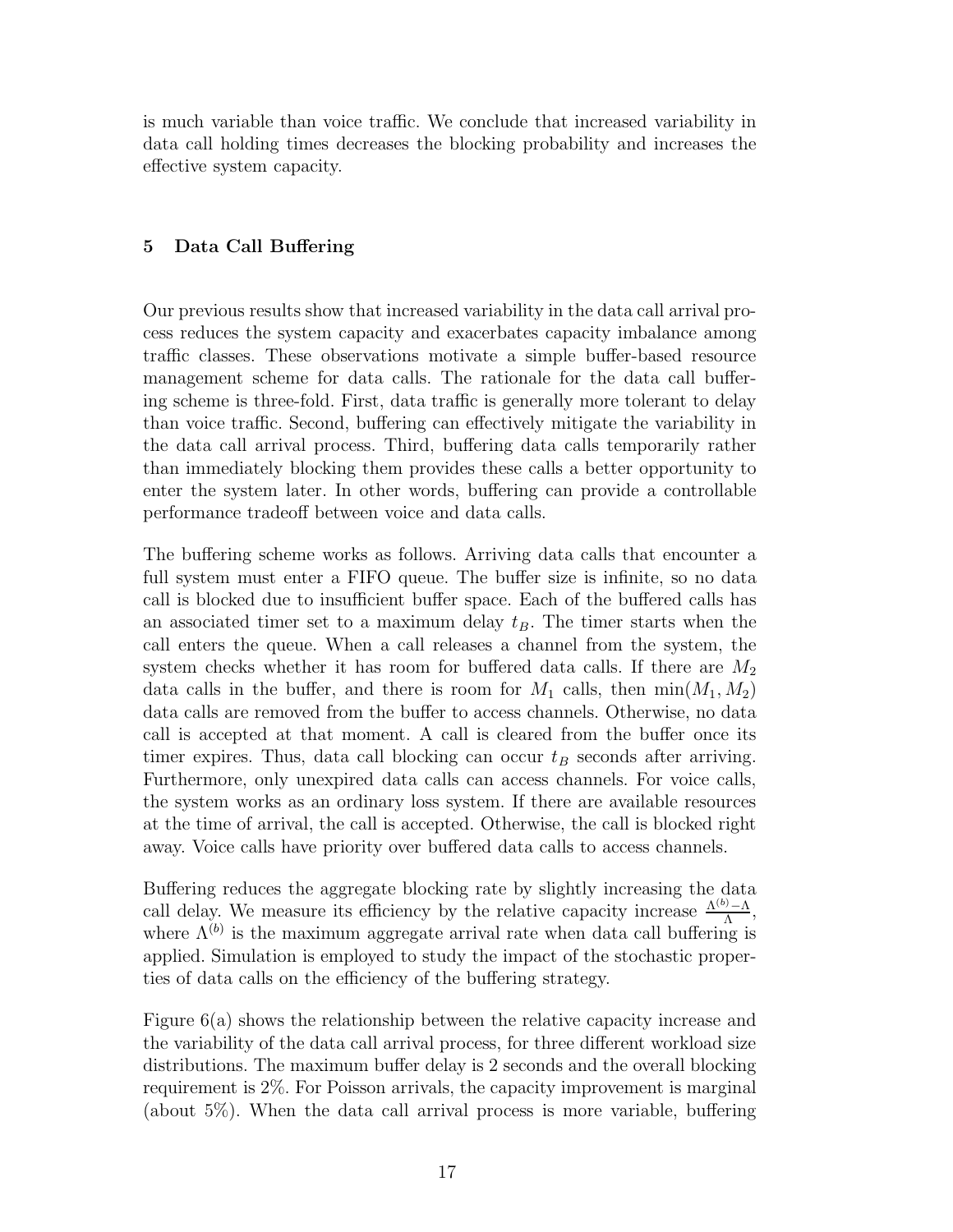is much variable than voice traffic. We conclude that increased variability in data call holding times decreases the blocking probability and increases the effective system capacity.

## 5 Data Call Buffering

Our previous results show that increased variability in the data call arrival process reduces the system capacity and exacerbates capacity imbalance among traffic classes. These observations motivate a simple buffer-based resource management scheme for data calls. The rationale for the data call buffering scheme is three-fold. First, data traffic is generally more tolerant to delay than voice traffic. Second, buffering can effectively mitigate the variability in the data call arrival process. Third, buffering data calls temporarily rather than immediately blocking them provides these calls a better opportunity to enter the system later. In other words, buffering can provide a controllable performance tradeoff between voice and data calls.

The buffering scheme works as follows. Arriving data calls that encounter a full system must enter a FIFO queue. The buffer size is infinite, so no data call is blocked due to insufficient buffer space. Each of the buffered calls has an associated timer set to a maximum delay $t_B$. The timer starts when the call enters the queue. When a call releases a channel from the system, the system checks whether it has room for buffered data calls. If there are $M_2$ data calls in the buffer, and there is room for $M_1$ calls, then $\min(M_1, M_2)$ data calls are removed from the buffer to access channels. Otherwise, no data call is accepted at that moment. A call is cleared from the buffer once its timer expires. Thus, data call blocking can occur $t_B$ seconds after arriving. Furthermore, only unexpired data calls can access channels. For voice calls, the system works as an ordinary loss system. If there are available resources at the time of arrival, the call is accepted. Otherwise, the call is blocked right away. Voice calls have priority over buffered data calls to access channels.

Buffering reduces the aggregate blocking rate by slightly increasing the data call delay. We measure its efficiency by the relative capacity increase $\frac{\Lambda^{(b)}-\Lambda}{\Lambda}$, where $\Lambda^{(b)}$ is the maximum aggregate arrival rate when data call buffering is applied. Simulation is employed to study the impact of the stochastic properties of data calls on the efficiency of the buffering strategy.

Figure 6(a) shows the relationship between the relative capacity increase and the variability of the data call arrival process, for three different workload size distributions. The maximum buffer delay is 2 seconds and the overall blocking requirement is 2%. For Poisson arrivals, the capacity improvement is marginal (about 5%). When the data call arrival process is more variable, buffering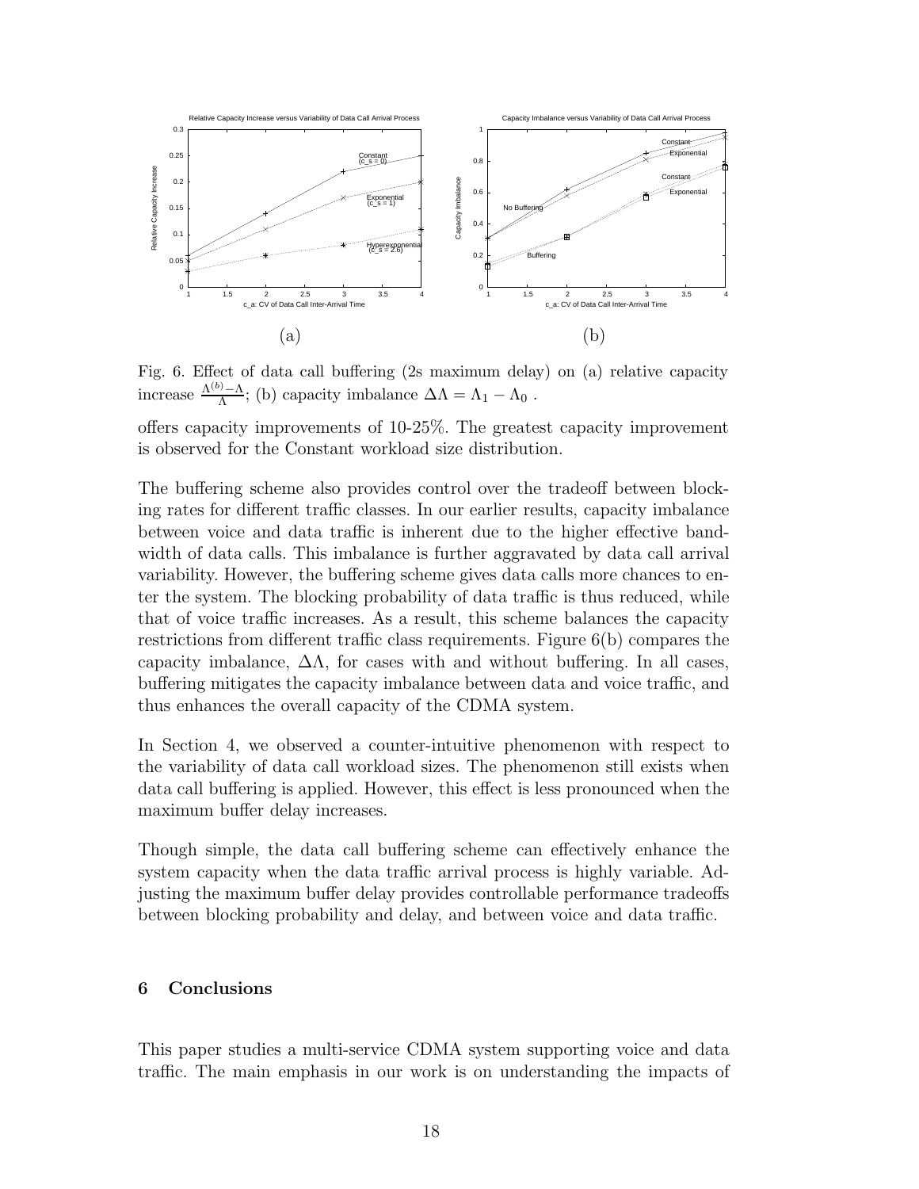Fig. 6. Effect of data call buffering (2s maximum delay) on (a) relative capacity increase $\frac{\Lambda^{(b)}-\Lambda}{\Lambda}$; (b) capacity imbalance $\Delta\Lambda = \Lambda_1 - \Lambda_0$ .

offers capacity improvements of 10-25%. The greatest capacity improvement is observed for the Constant workload size distribution.

The buffering scheme also provides control over the tradeoff between blocking rates for different traffic classes. In our earlier results, capacity imbalance between voice and data traffic is inherent due to the higher effective bandwidth of data calls. This imbalance is further aggravated by data call arrival variability. However, the buffering scheme gives data calls more chances to enter the system. The blocking probability of data traffic is thus reduced, while that of voice traffic increases. As a result, this scheme balances the capacity restrictions from different traffic class requirements. Figure 6(b) compares the capacity imbalance, $\Delta\Lambda$, for cases with and without buffering. In all cases, buffering mitigates the capacity imbalance between data and voice traffic, and thus enhances the overall capacity of the CDMA system.

In Section 4, we observed a counter-intuitive phenomenon with respect to the variability of data call workload sizes. The phenomenon still exists when data call buffering is applied. However, this effect is less pronounced when the maximum buffer delay increases.

Though simple, the data call buffering scheme can effectively enhance the system capacity when the data traffic arrival process is highly variable. Adjusting the maximum buffer delay provides controllable performance tradeoffs between blocking probability and delay, and between voice and data traffic.

## 6 Conclusions

This paper studies a multi-service CDMA system supporting voice and data traffic. The main emphasis in our work is on understanding the impacts of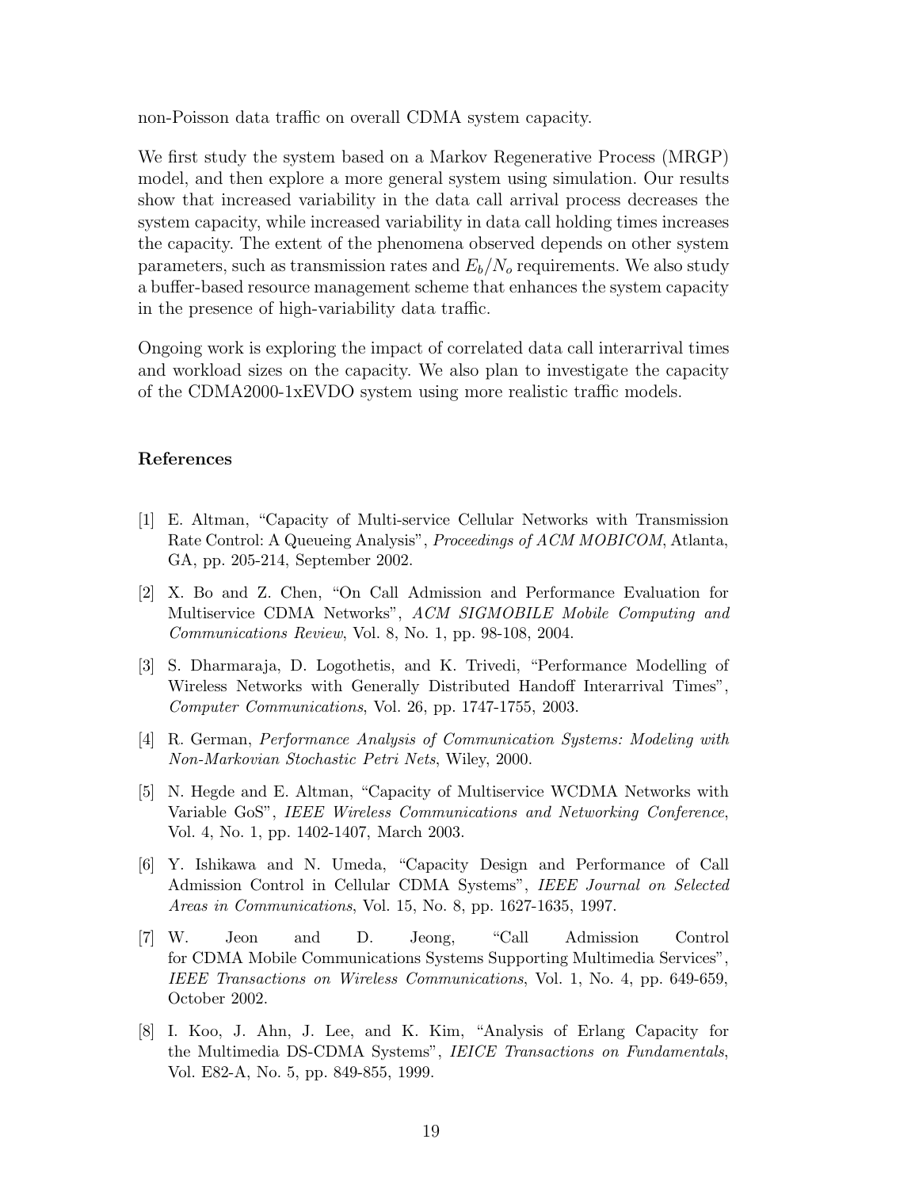non-Poisson data traffic on overall CDMA system capacity.

We first study the system based on a Markov Regenerative Process (MRGP) model, and then explore a more general system using simulation. Our results show that increased variability in the data call arrival process decreases the system capacity, while increased variability in data call holding times increases the capacity. The extent of the phenomena observed depends on other system parameters, such as transmission rates and $E_b/N_o$ requirements. We also study a buffer-based resource management scheme that enhances the system capacity in the presence of high-variability data traffic.

Ongoing work is exploring the impact of correlated data call interarrival times and workload sizes on the capacity. We also plan to investigate the capacity of the CDMA2000-1xEVDO system using more realistic traffic models.

## References

[1] E. Altman, "Capacity of Multi-service Cellular Networks with Transmission Rate Control: A Queueing Analysis", *Proceedings of ACM MOBICOM*, Atlanta, GA, pp. 205-214, September 2002.

[2] X. Bo and Z. Chen, "On Call Admission and Performance Evaluation for Multiservice CDMA Networks", *ACM SIGMOBILE Mobile Computing and Communications Review*, Vol. 8, No. 1, pp. 98-108, 2004.

[3] S. Dharmaraja, D. Logothetis, and K. Trivedi, "Performance Modelling of Wireless Networks with Generally Distributed Handoff Interarrival Times", *Computer Communications*, Vol. 26, pp. 1747-1755, 2003.

[4] R. German, *Performance Analysis of Communication Systems: Modeling with Non-Markovian Stochastic Petri Nets*, Wiley, 2000.

[5] N. Hegde and E. Altman, "Capacity of Multiservice WCDMA Networks with Variable GoS", *IEEE Wireless Communications and Networking Conference*, Vol. 4, No. 1, pp. 1402-1407, March 2003.

[6] Y. Ishikawa and N. Umeda, "Capacity Design and Performance of Call Admission Control in Cellular CDMA Systems", *IEEE Journal on Selected Areas in Communications*, Vol. 15, No. 8, pp. 1627-1635, 1997.

[7] W. Jeon and D. Jeong, "Call Admission Control for CDMA Mobile Communications Systems Supporting Multimedia Services", *IEEE Transactions on Wireless Communications*, Vol. 1, No. 4, pp. 649-659, October 2002.

[8] I. Koo, J. Ahn, J. Lee, and K. Kim, "Analysis of Erlang Capacity for the Multimedia DS-CDMA Systems", *IEICE Transactions on Fundamentals*, Vol. E82-A, No. 5, pp. 849-855, 1999.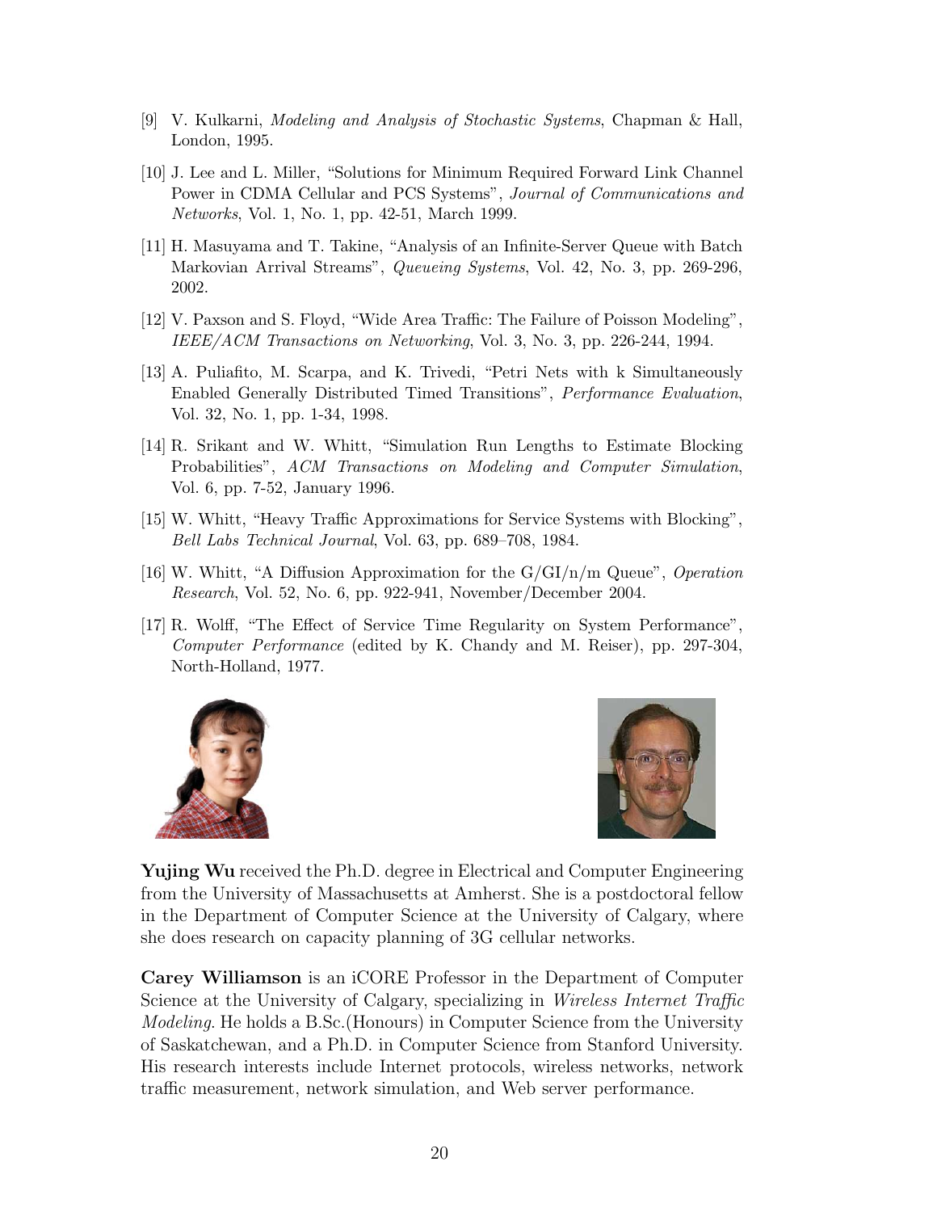[9] V. Kulkarni, *Modeling and Analysis of Stochastic Systems*, Chapman & Hall, London, 1995.

[10] J. Lee and L. Miller, "Solutions for Minimum Required Forward Link Channel Power in CDMA Cellular and PCS Systems", *Journal of Communications and Networks*, Vol. 1, No. 1, pp. 42-51, March 1999.

[11] H. Masuyama and T. Takine, "Analysis of an Infinite-Server Queue with Batch Markovian Arrival Streams", *Queueing Systems*, Vol. 42, No. 3, pp. 269-296, 2002.

[12] V. Paxson and S. Floyd, "Wide Area Traffic: The Failure of Poisson Modeling", *IEEE/ACM Transactions on Networking*, Vol. 3, No. 3, pp. 226-244, 1994.

[13] A. Puliafito, M. Scarpa, and K. Trivedi, "Petri Nets with k Simultaneously Enabled Generally Distributed Timed Transitions", *Performance Evaluation*, Vol. 32, No. 1, pp. 1-34, 1998.

[14] R. Srikant and W. Whitt, "Simulation Run Lengths to Estimate Blocking Probabilities", *ACM Transactions on Modeling and Computer Simulation*, Vol. 6, pp. 7-52, January 1996.

[15] W. Whitt, "Heavy Traffic Approximations for Service Systems with Blocking", *Bell Labs Technical Journal*, Vol. 63, pp. 689–708, 1984.

[16] W. Whitt, "A Diffusion Approximation for the G/GI/n/m Queue", *Operation Research*, Vol. 52, No. 6, pp. 922-941, November/December 2004.

[17] R. Wolff, "The Effect of Service Time Regularity on System Performance", *Computer Performance* (edited by K. Chandy and M. Reiser), pp. 297-304, North-Holland, 1977.

**Yujing Wu** received the Ph.D. degree in Electrical and Computer Engineering from the University of Massachusetts at Amherst. She is a postdoctoral fellow in the Department of Computer Science at the University of Calgary, where she does research on capacity planning of 3G cellular networks.

**Carey Williamson** is an iCORE Professor in the Department of Computer Science at the University of Calgary, specializing in *Wireless Internet Traffic Modeling*. He holds a B.Sc.(Honours) in Computer Science from the University of Saskatchewan, and a Ph.D. in Computer Science from Stanford University. His research interests include Internet protocols, wireless networks, network traffic measurement, network simulation, and Web server performance.